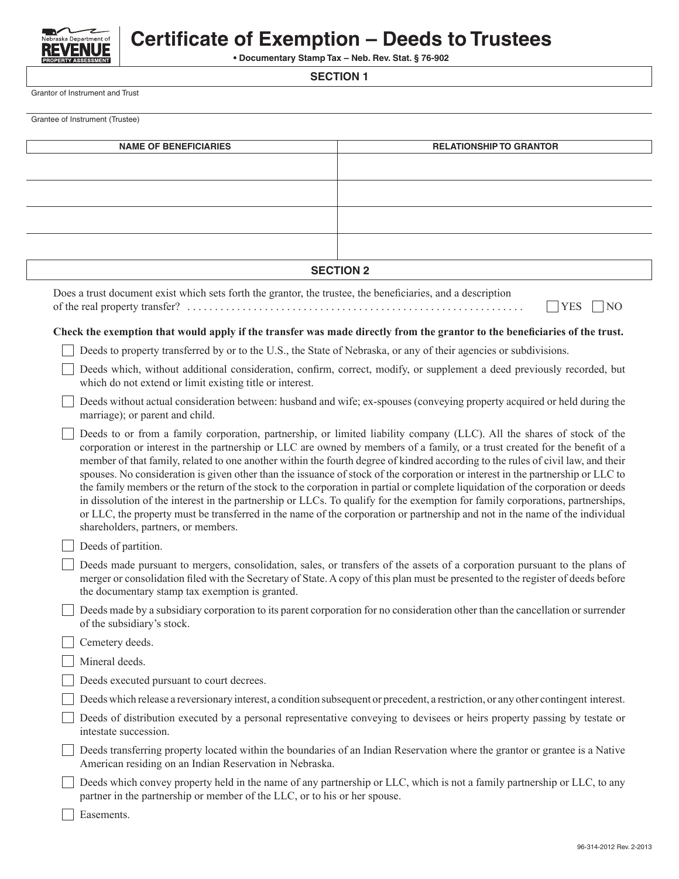Nebraska Department of **REVENUE** PROPERTY ASSESSMENT

# Certificate of Exemption – Deeds to Trustees

**• Documentary Stamp Tax – Neb. Rev. Stat. § 76-902**

## SECTION 1

Grantor of Instrument and Trust

Grantee of Instrument (Trustee)

| NAME OF BENEFICIARIES | RELATIONSHIP TO GRANTOR |
|---|---|
| | |
| | |
| | |
| | |

## SECTION 2

Does a trust document exist which sets forth the grantor, the trustee, the beneficiaries, and a description of the real property transfer? . . . . . . . . . . . . . . . . . . . . . . . . . . . . . . . . . . . . . . . . . . . . . . . . . . . . . . . . . . . ☐ YES ☐ NO

**Check the exemption that would apply if the transfer was made directly from the grantor to the beneficiaries of the trust.**

☐ Deeds to property transferred by or to the U.S., the State of Nebraska, or any of their agencies or subdivisions.

☐ Deeds which, without additional consideration, confirm, correct, modify, or supplement a deed previously recorded, but which do not extend or limit existing title or interest.

☐ Deeds without actual consideration between: husband and wife; ex-spouses (conveying property acquired or held during the marriage); or parent and child.

☐ Deeds to or from a family corporation, partnership, or limited liability company (LLC). All the shares of stock of the corporation or interest in the partnership or LLC are owned by members of a family, or a trust created for the benefit of a member of that family, related to one another within the fourth degree of kindred according to the rules of civil law, and their spouses. No consideration is given other than the issuance of stock of the corporation or interest in the partnership or LLC to the family members or the return of the stock to the corporation in partial or complete liquidation of the corporation or deeds in dissolution of the interest in the partnership or LLCs. To qualify for the exemption for family corporations, partnerships, or LLC, the property must be transferred in the name of the corporation or partnership and not in the name of the individual shareholders, partners, or members.

☐ Deeds of partition.

☐ Deeds made pursuant to mergers, consolidation, sales, or transfers of the assets of a corporation pursuant to the plans of merger or consolidation filed with the Secretary of State. A copy of this plan must be presented to the register of deeds before the documentary stamp tax exemption is granted.

☐ Deeds made by a subsidiary corporation to its parent corporation for no consideration other than the cancellation or surrender of the subsidiary's stock.

☐ Cemetery deeds.

☐ Mineral deeds.

☐ Deeds executed pursuant to court decrees.

☐ Deeds which release a reversionary interest, a condition subsequent or precedent, a restriction, or any other contingent interest.

☐ Deeds of distribution executed by a personal representative conveying to devisees or heirs property passing by testate or intestate succession.

☐ Deeds transferring property located within the boundaries of an Indian Reservation where the grantor or grantee is a Native American residing on an Indian Reservation in Nebraska.

☐ Deeds which convey property held in the name of any partnership or LLC, which is not a family partnership or LLC, to any partner in the partnership or member of the LLC, or to his or her spouse.

☐ Easements.

96-314-2012 Rev. 2-2013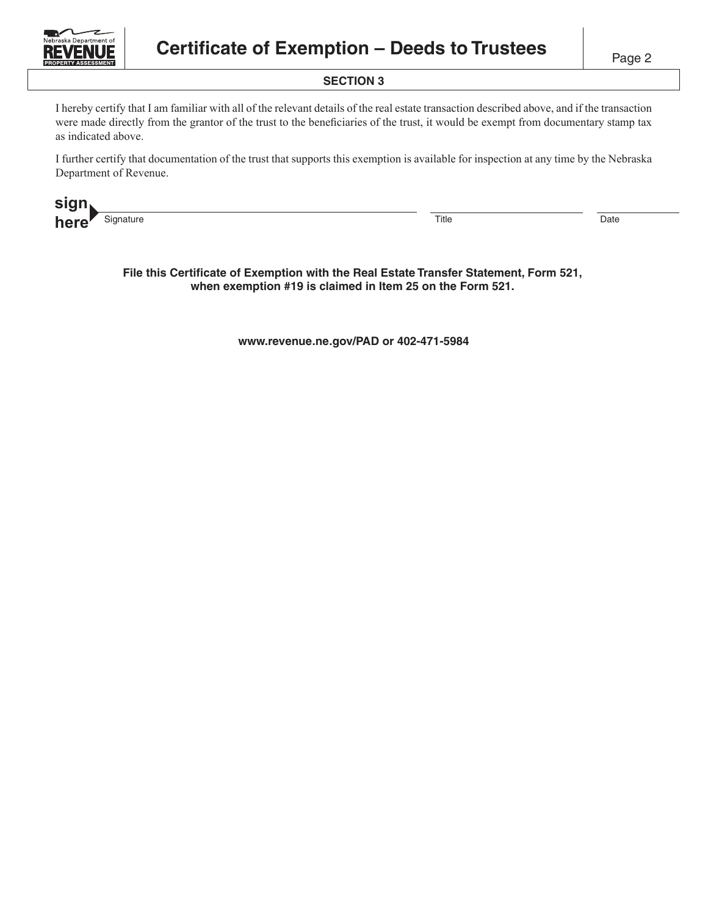## SECTION 3

I hereby certify that I am familiar with all of the relevant details of the real estate transaction described above, and if the transaction were made directly from the grantor of the trust to the beneficiaries of the trust, it would be exempt from documentary stamp tax as indicated above.

I further certify that documentation of the trust that supports this exemption is available for inspection at any time by the Nebraska Department of Revenue.

**sign here** Signature ______________________ Title ______________ Date __________

**File this Certificate of Exemption with the Real Estate Transfer Statement, Form 521, when exemption #19 is claimed in Item 25 on the Form 521.**

**www.revenue.ne.gov/PAD or 402-471-5984**